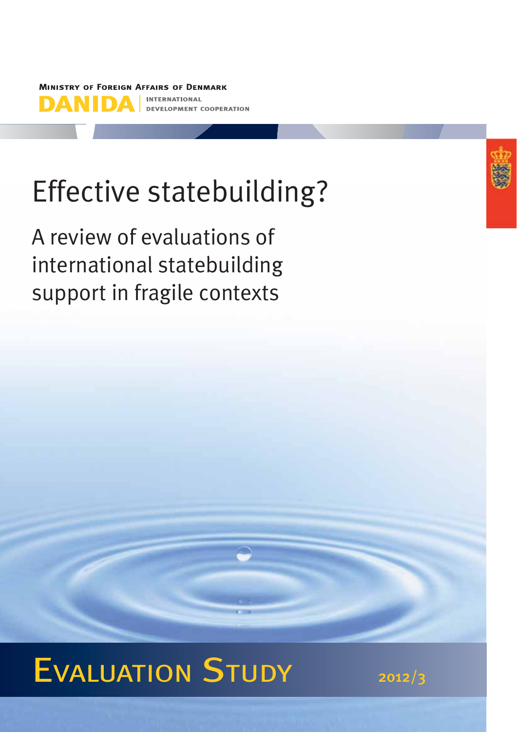Ministry of Foreign Affairs of Denmark

DANIDA | INTERNATIONAL DEVELOPMENT COOPERATION

# Effective statebuilding?

## A review of evaluations of international statebuilding support in fragile contexts

Evaluation Study 2012/3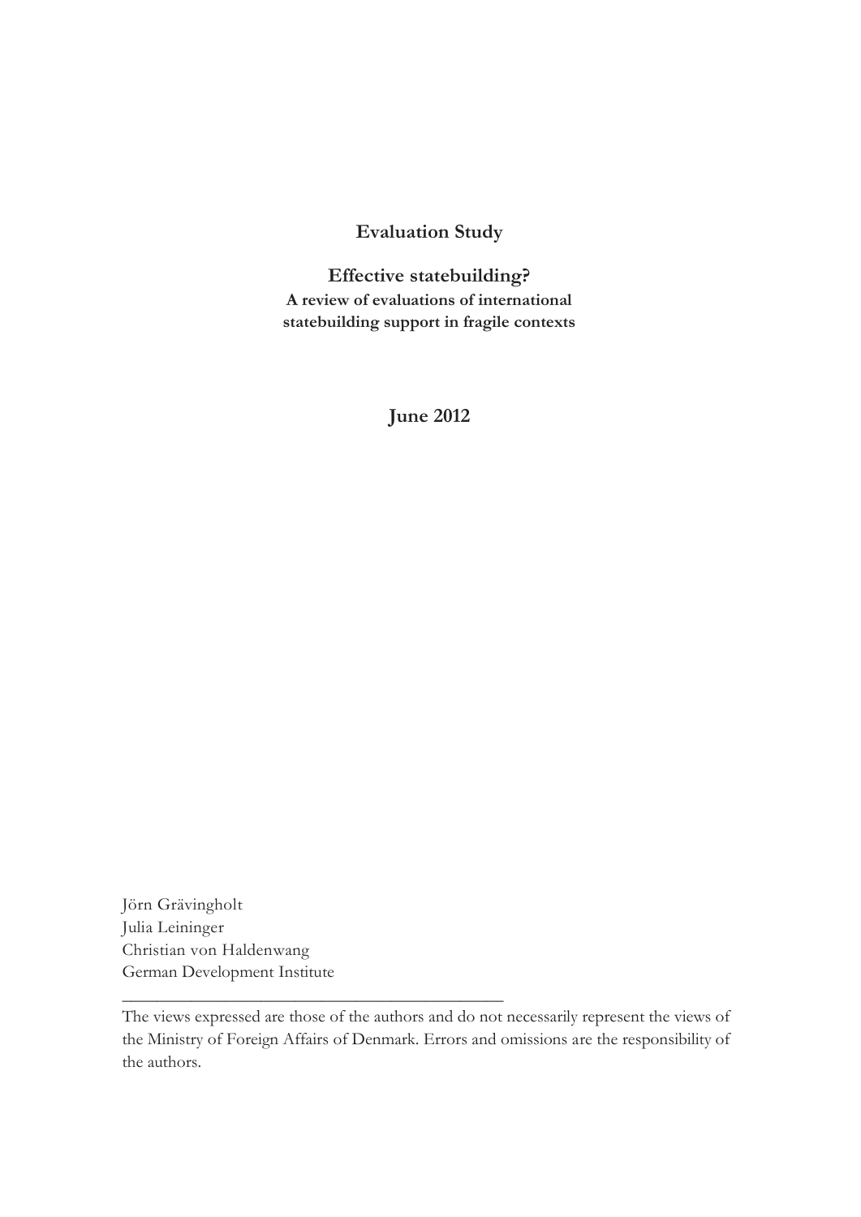**Evaluation Study**

**Effective statebuilding?**

**A review of evaluations of international statebuilding support in fragile contexts**

**June 2012**

Jörn Grävingholt
Julia Leininger
Christian von Haldenwang
German Development Institute

---

The views expressed are those of the authors and do not necessarily represent the views of the Ministry of Foreign Affairs of Denmark. Errors and omissions are the responsibility of the authors.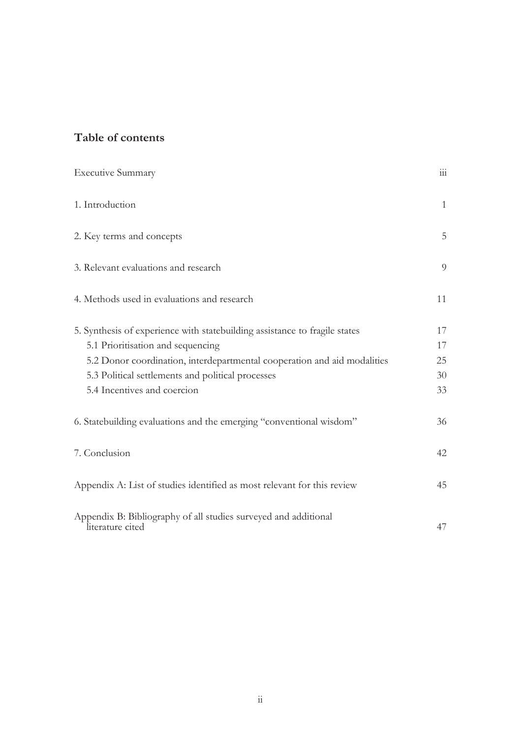## Table of contents

| | |
|---|---|
| Executive Summary | iii |
| 1. Introduction | 1 |
| 2. Key terms and concepts | 5 |
| 3. Relevant evaluations and research | 9 |
| 4. Methods used in evaluations and research | 11 |
| 5. Synthesis of experience with statebuilding assistance to fragile states | 17 |
| 5.1 Prioritisation and sequencing | 17 |
| 5.2 Donor coordination, interdepartmental cooperation and aid modalities | 25 |
| 5.3 Political settlements and political processes | 30 |
| 5.4 Incentives and coercion | 33 |
| 6. Statebuilding evaluations and the emerging "conventional wisdom" | 36 |
| 7. Conclusion | 42 |
| Appendix A: List of studies identified as most relevant for this review | 45 |
| Appendix B: Bibliography of all studies surveyed and additional literature cited | 47 |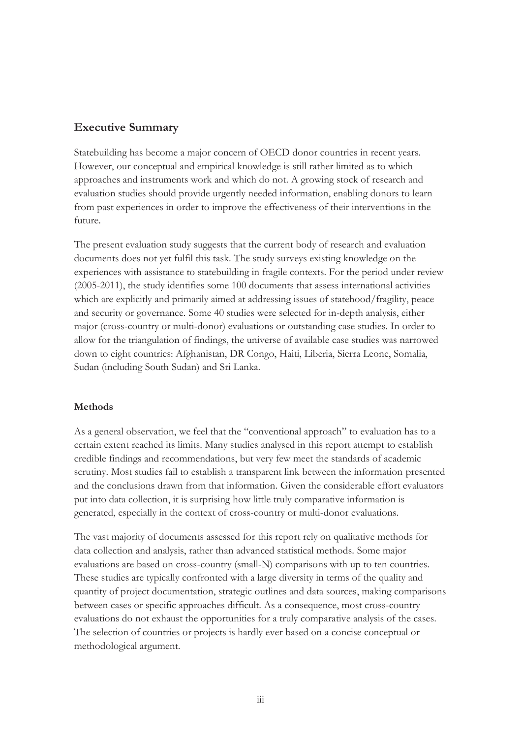## Executive Summary

Statebuilding has become a major concern of OECD donor countries in recent years. However, our conceptual and empirical knowledge is still rather limited as to which approaches and instruments work and which do not. A growing stock of research and evaluation studies should provide urgently needed information, enabling donors to learn from past experiences in order to improve the effectiveness of their interventions in the future.

The present evaluation study suggests that the current body of research and evaluation documents does not yet fulfil this task. The study surveys existing knowledge on the experiences with assistance to statebuilding in fragile contexts. For the period under review (2005-2011), the study identifies some 100 documents that assess international activities which are explicitly and primarily aimed at addressing issues of statehood/fragility, peace and security or governance. Some 40 studies were selected for in-depth analysis, either major (cross-country or multi-donor) evaluations or outstanding case studies. In order to allow for the triangulation of findings, the universe of available case studies was narrowed down to eight countries: Afghanistan, DR Congo, Haiti, Liberia, Sierra Leone, Somalia, Sudan (including South Sudan) and Sri Lanka.

### Methods

As a general observation, we feel that the "conventional approach" to evaluation has to a certain extent reached its limits. Many studies analysed in this report attempt to establish credible findings and recommendations, but very few meet the standards of academic scrutiny. Most studies fail to establish a transparent link between the information presented and the conclusions drawn from that information. Given the considerable effort evaluators put into data collection, it is surprising how little truly comparative information is generated, especially in the context of cross-country or multi-donor evaluations.

The vast majority of documents assessed for this report rely on qualitative methods for data collection and analysis, rather than advanced statistical methods. Some major evaluations are based on cross-country (small-N) comparisons with up to ten countries. These studies are typically confronted with a large diversity in terms of the quality and quantity of project documentation, strategic outlines and data sources, making comparisons between cases or specific approaches difficult. As a consequence, most cross-country evaluations do not exhaust the opportunities for a truly comparative analysis of the cases. The selection of countries or projects is hardly ever based on a concise conceptual or methodological argument.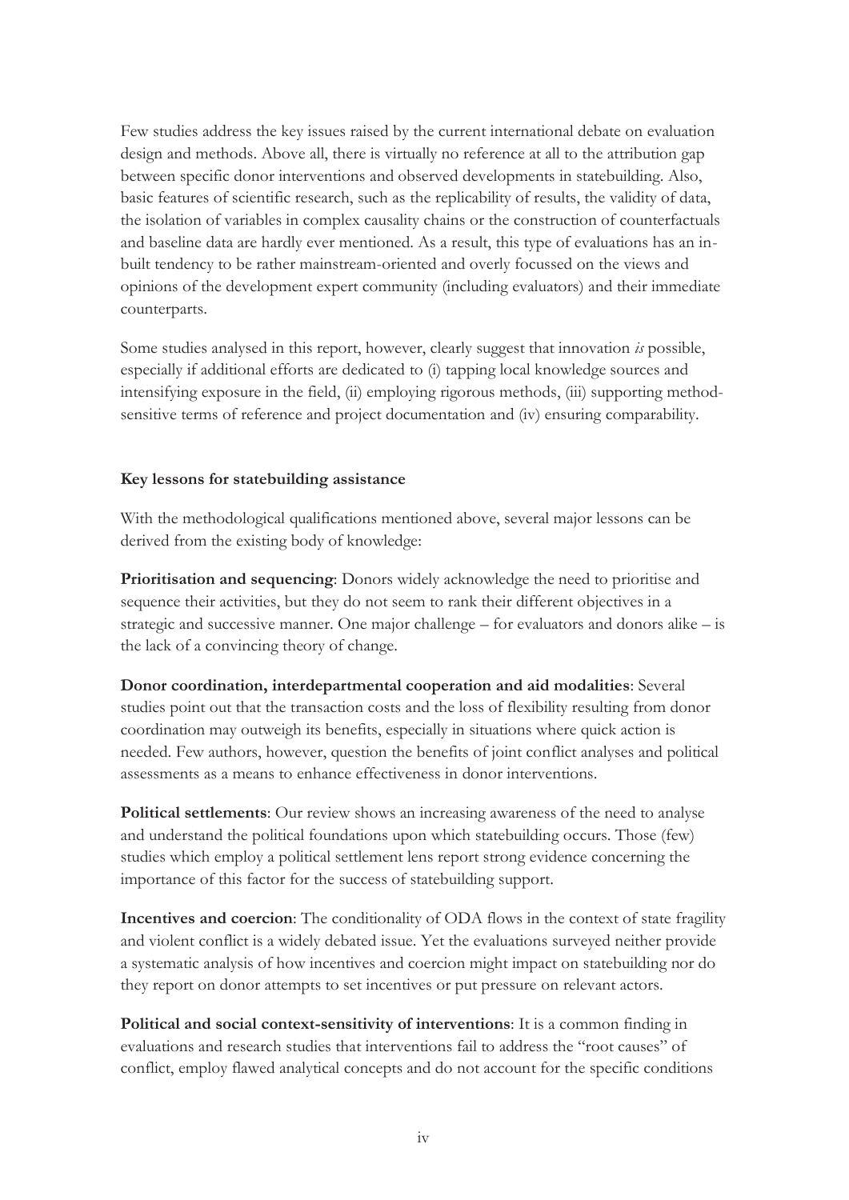Few studies address the key issues raised by the current international debate on evaluation design and methods. Above all, there is virtually no reference at all to the attribution gap between specific donor interventions and observed developments in statebuilding. Also, basic features of scientific research, such as the replicability of results, the validity of data, the isolation of variables in complex causality chains or the construction of counterfactuals and baseline data are hardly ever mentioned. As a result, this type of evaluations has an in-built tendency to be rather mainstream-oriented and overly focussed on the views and opinions of the development expert community (including evaluators) and their immediate counterparts.

Some studies analysed in this report, however, clearly suggest that innovation *is* possible, especially if additional efforts are dedicated to (i) tapping local knowledge sources and intensifying exposure in the field, (ii) employing rigorous methods, (iii) supporting method-sensitive terms of reference and project documentation and (iv) ensuring comparability.

**Key lessons for statebuilding assistance**

With the methodological qualifications mentioned above, several major lessons can be derived from the existing body of knowledge:

**Prioritisation and sequencing**: Donors widely acknowledge the need to prioritise and sequence their activities, but they do not seem to rank their different objectives in a strategic and successive manner. One major challenge – for evaluators and donors alike – is the lack of a convincing theory of change.

**Donor coordination, interdepartmental cooperation and aid modalities**: Several studies point out that the transaction costs and the loss of flexibility resulting from donor coordination may outweigh its benefits, especially in situations where quick action is needed. Few authors, however, question the benefits of joint conflict analyses and political assessments as a means to enhance effectiveness in donor interventions.

**Political settlements**: Our review shows an increasing awareness of the need to analyse and understand the political foundations upon which statebuilding occurs. Those (few) studies which employ a political settlement lens report strong evidence concerning the importance of this factor for the success of statebuilding support.

**Incentives and coercion**: The conditionality of ODA flows in the context of state fragility and violent conflict is a widely debated issue. Yet the evaluations surveyed neither provide a systematic analysis of how incentives and coercion might impact on statebuilding nor do they report on donor attempts to set incentives or put pressure on relevant actors.

**Political and social context-sensitivity of interventions**: It is a common finding in evaluations and research studies that interventions fail to address the "root causes" of conflict, employ flawed analytical concepts and do not account for the specific conditions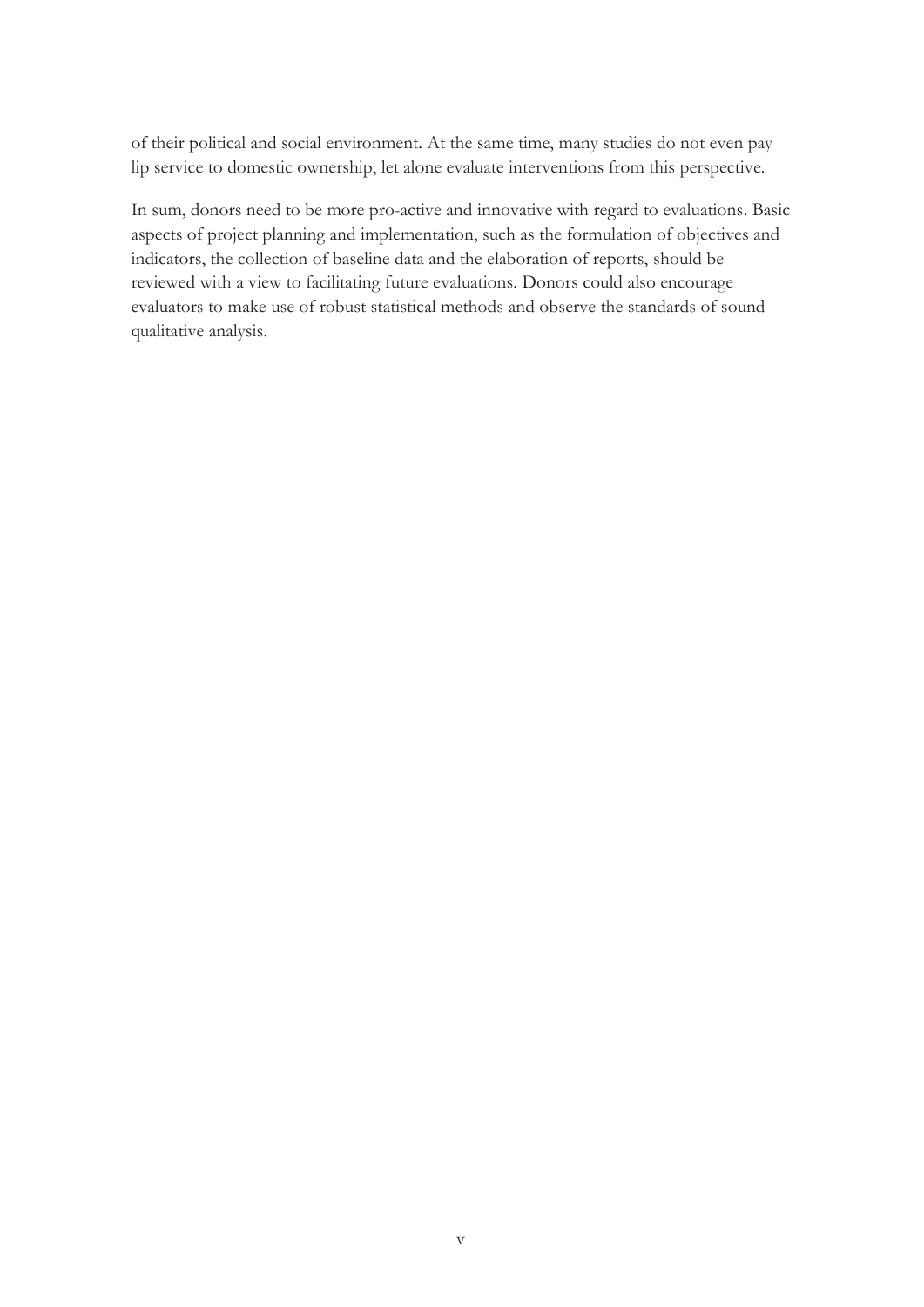of their political and social environment. At the same time, many studies do not even pay lip service to domestic ownership, let alone evaluate interventions from this perspective.

In sum, donors need to be more pro-active and innovative with regard to evaluations. Basic aspects of project planning and implementation, such as the formulation of objectives and indicators, the collection of baseline data and the elaboration of reports, should be reviewed with a view to facilitating future evaluations. Donors could also encourage evaluators to make use of robust statistical methods and observe the standards of sound qualitative analysis.